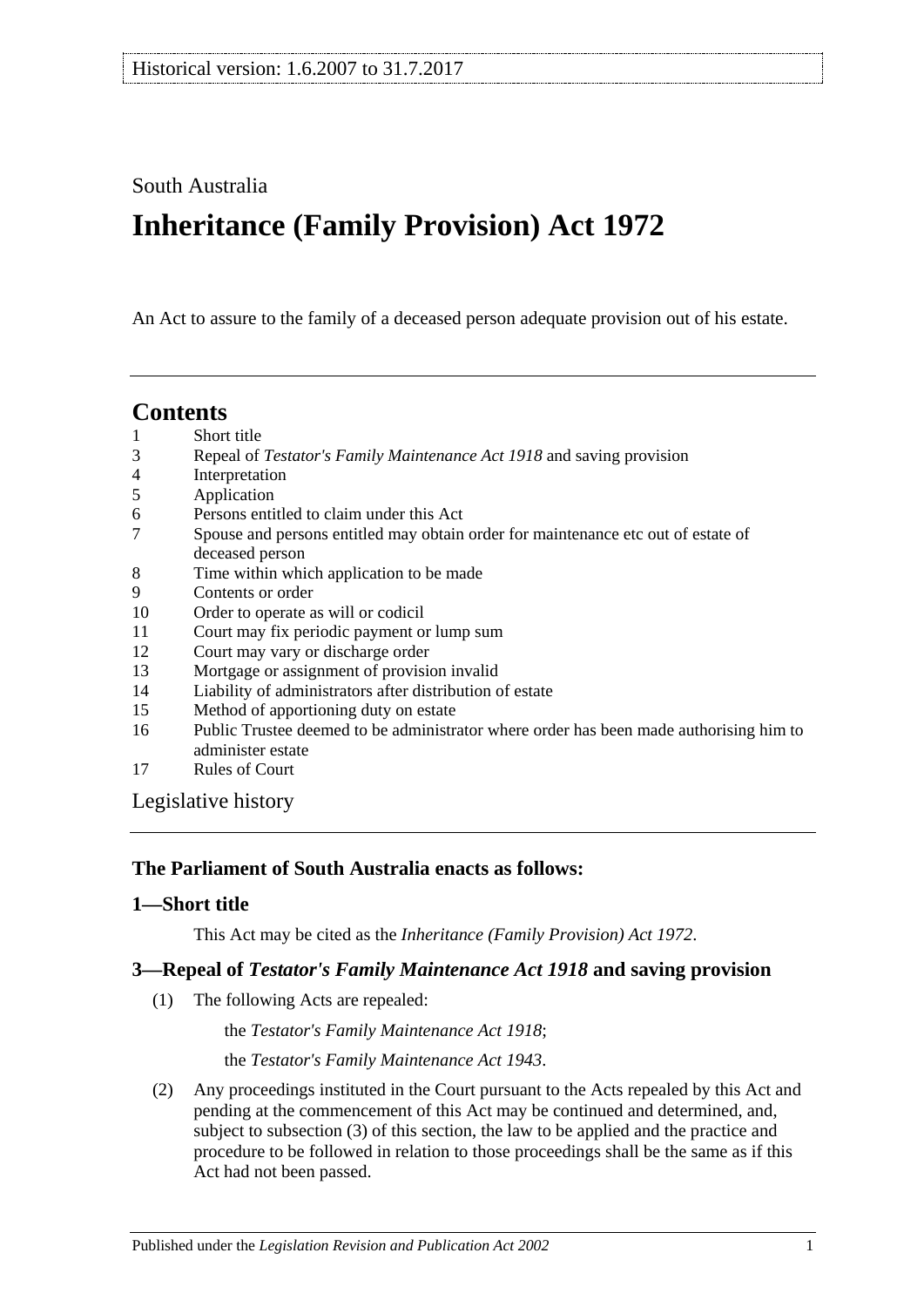South Australia

# Inheritance (Family Provision) Act 1972

An Act to assure to the family of a deceased person adequate provision out of his estate.

## Contents

1 Short title
3 Repeal of *Testator's Family Maintenance Act 1918* and saving provision
4 Interpretation
5 Application
6 Persons entitled to claim under this Act
7 Spouse and persons entitled may obtain order for maintenance etc out of estate of deceased person
8 Time within which application to be made
9 Contents or order
10 Order to operate as will or codicil
11 Court may fix periodic payment or lump sum
12 Court may vary or discharge order
13 Mortgage or assignment of provision invalid
14 Liability of administrators after distribution of estate
15 Method of apportioning duty on estate
16 Public Trustee deemed to be administrator where order has been made authorising him to administer estate
17 Rules of Court

Legislative history

### The Parliament of South Australia enacts as follows:

### 1—Short title

This Act may be cited as the *Inheritance (Family Provision) Act 1972*.

### 3—Repeal of *Testator's Family Maintenance Act 1918* and saving provision

(1) The following Acts are repealed:

the *Testator's Family Maintenance Act 1918*;

the *Testator's Family Maintenance Act 1943*.

(2) Any proceedings instituted in the Court pursuant to the Acts repealed by this Act and pending at the commencement of this Act may be continued and determined, and, subject to subsection (3) of this section, the law to be applied and the practice and procedure to be followed in relation to those proceedings shall be the same as if this Act had not been passed.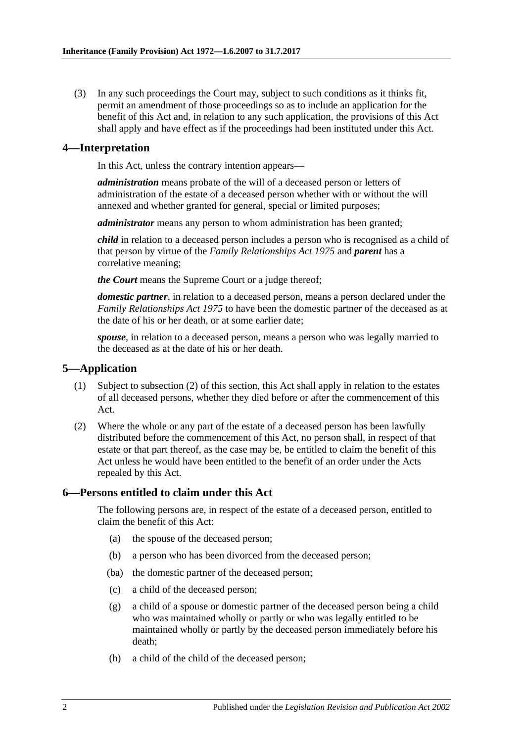(3) In any such proceedings the Court may, subject to such conditions as it thinks fit, permit an amendment of those proceedings so as to include an application for the benefit of this Act and, in relation to any such application, the provisions of this Act shall apply and have effect as if the proceedings had been instituted under this Act.

## 4—Interpretation

In this Act, unless the contrary intention appears—

***administration*** means probate of the will of a deceased person or letters of administration of the estate of a deceased person whether with or without the will annexed and whether granted for general, special or limited purposes;

***administrator*** means any person to whom administration has been granted;

***child*** in relation to a deceased person includes a person who is recognised as a child of that person by virtue of the *Family Relationships Act 1975* and ***parent*** has a correlative meaning;

***the Court*** means the Supreme Court or a judge thereof;

***domestic partner***, in relation to a deceased person, means a person declared under the *Family Relationships Act 1975* to have been the domestic partner of the deceased as at the date of his or her death, or at some earlier date;

***spouse***, in relation to a deceased person, means a person who was legally married to the deceased as at the date of his or her death.

## 5—Application

(1) Subject to subsection (2) of this section, this Act shall apply in relation to the estates of all deceased persons, whether they died before or after the commencement of this Act.

(2) Where the whole or any part of the estate of a deceased person has been lawfully distributed before the commencement of this Act, no person shall, in respect of that estate or that part thereof, as the case may be, be entitled to claim the benefit of this Act unless he would have been entitled to the benefit of an order under the Acts repealed by this Act.

## 6—Persons entitled to claim under this Act

The following persons are, in respect of the estate of a deceased person, entitled to claim the benefit of this Act:

(a) the spouse of the deceased person;

(b) a person who has been divorced from the deceased person;

(ba) the domestic partner of the deceased person;

(c) a child of the deceased person;

(g) a child of a spouse or domestic partner of the deceased person being a child who was maintained wholly or partly or who was legally entitled to be maintained wholly or partly by the deceased person immediately before his death;

(h) a child of the child of the deceased person;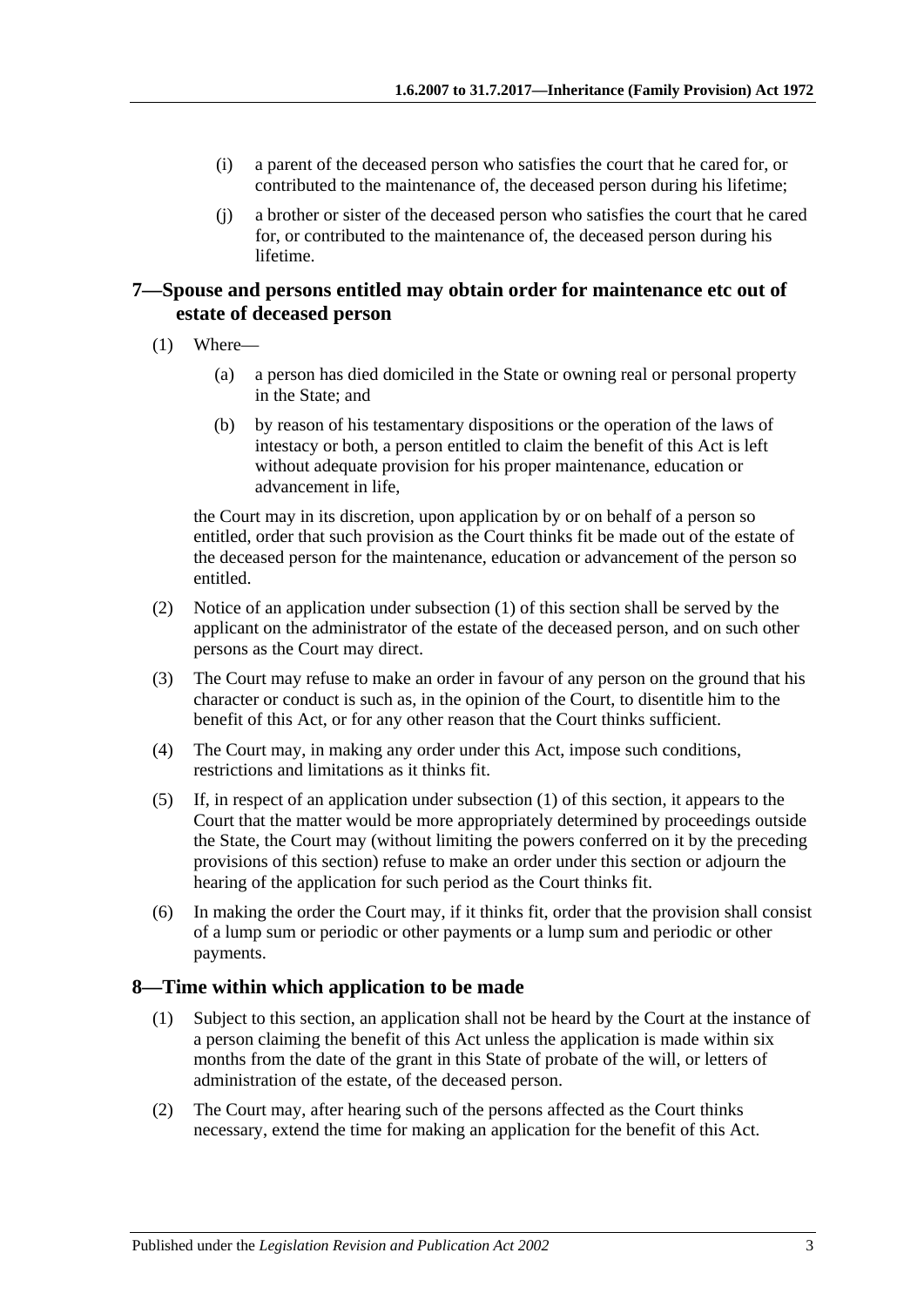(i) a parent of the deceased person who satisfies the court that he cared for, or contributed to the maintenance of, the deceased person during his lifetime;

(j) a brother or sister of the deceased person who satisfies the court that he cared for, or contributed to the maintenance of, the deceased person during his lifetime.

## 7—Spouse and persons entitled may obtain order for maintenance etc out of estate of deceased person

(1) Where—

(a) a person has died domiciled in the State or owning real or personal property in the State; and

(b) by reason of his testamentary dispositions or the operation of the laws of intestacy or both, a person entitled to claim the benefit of this Act is left without adequate provision for his proper maintenance, education or advancement in life,

the Court may in its discretion, upon application by or on behalf of a person so entitled, order that such provision as the Court thinks fit be made out of the estate of the deceased person for the maintenance, education or advancement of the person so entitled.

(2) Notice of an application under subsection (1) of this section shall be served by the applicant on the administrator of the estate of the deceased person, and on such other persons as the Court may direct.

(3) The Court may refuse to make an order in favour of any person on the ground that his character or conduct is such as, in the opinion of the Court, to disentitle him to the benefit of this Act, or for any other reason that the Court thinks sufficient.

(4) The Court may, in making any order under this Act, impose such conditions, restrictions and limitations as it thinks fit.

(5) If, in respect of an application under subsection (1) of this section, it appears to the Court that the matter would be more appropriately determined by proceedings outside the State, the Court may (without limiting the powers conferred on it by the preceding provisions of this section) refuse to make an order under this section or adjourn the hearing of the application for such period as the Court thinks fit.

(6) In making the order the Court may, if it thinks fit, order that the provision shall consist of a lump sum or periodic or other payments or a lump sum and periodic or other payments.

## 8—Time within which application to be made

(1) Subject to this section, an application shall not be heard by the Court at the instance of a person claiming the benefit of this Act unless the application is made within six months from the date of the grant in this State of probate of the will, or letters of administration of the estate, of the deceased person.

(2) The Court may, after hearing such of the persons affected as the Court thinks necessary, extend the time for making an application for the benefit of this Act.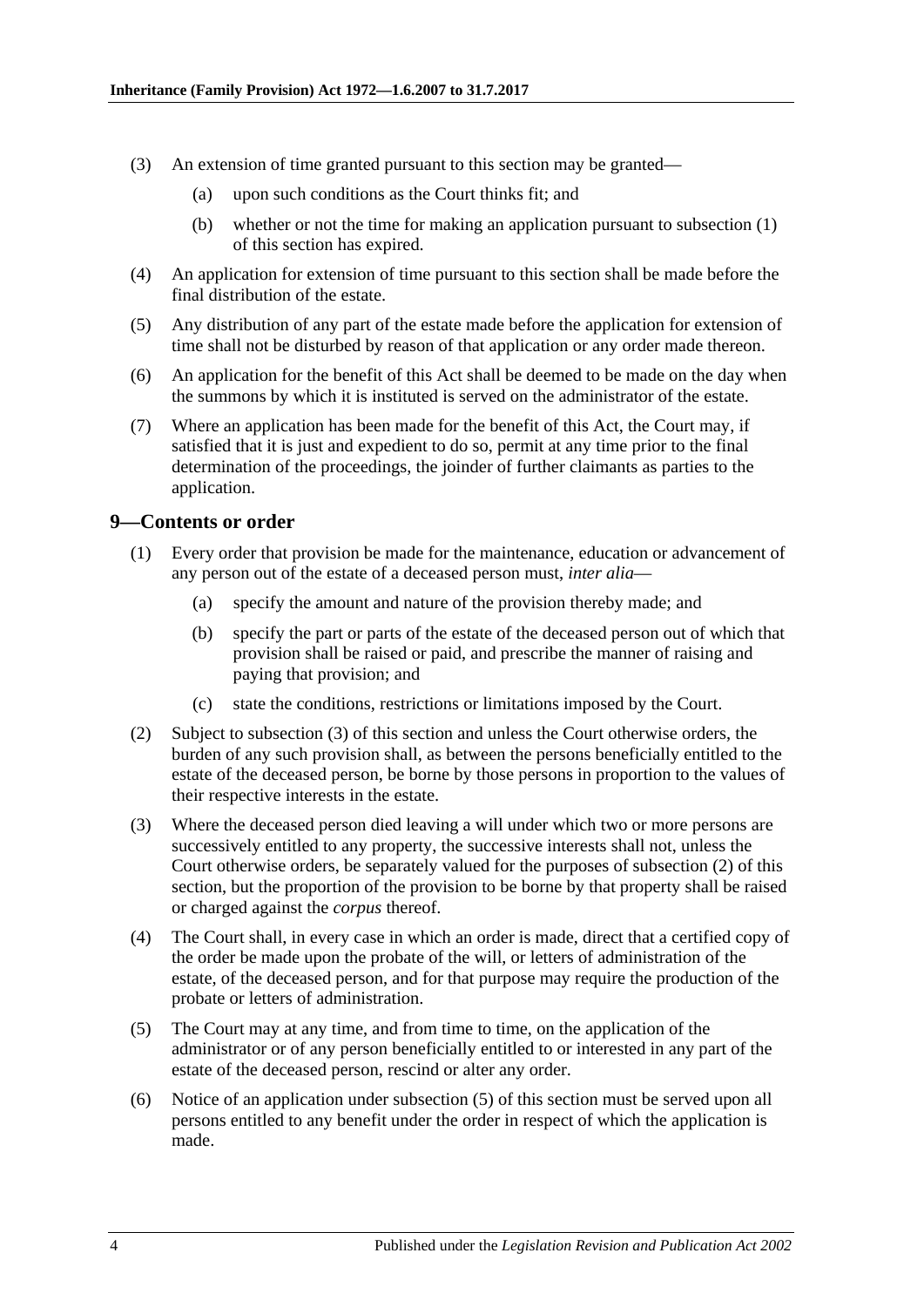(3) An extension of time granted pursuant to this section may be granted—

(a) upon such conditions as the Court thinks fit; and

(b) whether or not the time for making an application pursuant to subsection (1) of this section has expired.

(4) An application for extension of time pursuant to this section shall be made before the final distribution of the estate.

(5) Any distribution of any part of the estate made before the application for extension of time shall not be disturbed by reason of that application or any order made thereon.

(6) An application for the benefit of this Act shall be deemed to be made on the day when the summons by which it is instituted is served on the administrator of the estate.

(7) Where an application has been made for the benefit of this Act, the Court may, if satisfied that it is just and expedient to do so, permit at any time prior to the final determination of the proceedings, the joinder of further claimants as parties to the application.

## 9—Contents or order

(1) Every order that provision be made for the maintenance, education or advancement of any person out of the estate of a deceased person must, *inter alia*—

(a) specify the amount and nature of the provision thereby made; and

(b) specify the part or parts of the estate of the deceased person out of which that provision shall be raised or paid, and prescribe the manner of raising and paying that provision; and

(c) state the conditions, restrictions or limitations imposed by the Court.

(2) Subject to subsection (3) of this section and unless the Court otherwise orders, the burden of any such provision shall, as between the persons beneficially entitled to the estate of the deceased person, be borne by those persons in proportion to the values of their respective interests in the estate.

(3) Where the deceased person died leaving a will under which two or more persons are successively entitled to any property, the successive interests shall not, unless the Court otherwise orders, be separately valued for the purposes of subsection (2) of this section, but the proportion of the provision to be borne by that property shall be raised or charged against the *corpus* thereof.

(4) The Court shall, in every case in which an order is made, direct that a certified copy of the order be made upon the probate of the will, or letters of administration of the estate, of the deceased person, and for that purpose may require the production of the probate or letters of administration.

(5) The Court may at any time, and from time to time, on the application of the administrator or of any person beneficially entitled to or interested in any part of the estate of the deceased person, rescind or alter any order.

(6) Notice of an application under subsection (5) of this section must be served upon all persons entitled to any benefit under the order in respect of which the application is made.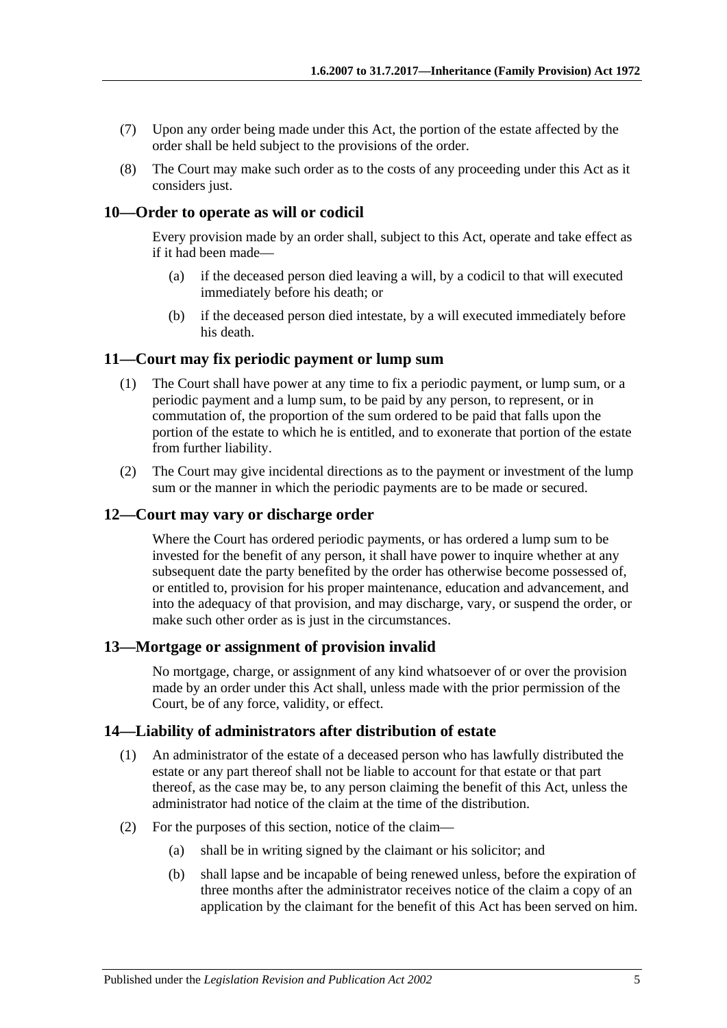(7) Upon any order being made under this Act, the portion of the estate affected by the order shall be held subject to the provisions of the order.

(8) The Court may make such order as to the costs of any proceeding under this Act as it considers just.

## 10—Order to operate as will or codicil

Every provision made by an order shall, subject to this Act, operate and take effect as if it had been made—

(a) if the deceased person died leaving a will, by a codicil to that will executed immediately before his death; or

(b) if the deceased person died intestate, by a will executed immediately before his death.

## 11—Court may fix periodic payment or lump sum

(1) The Court shall have power at any time to fix a periodic payment, or lump sum, or a periodic payment and a lump sum, to be paid by any person, to represent, or in commutation of, the proportion of the sum ordered to be paid that falls upon the portion of the estate to which he is entitled, and to exonerate that portion of the estate from further liability.

(2) The Court may give incidental directions as to the payment or investment of the lump sum or the manner in which the periodic payments are to be made or secured.

## 12—Court may vary or discharge order

Where the Court has ordered periodic payments, or has ordered a lump sum to be invested for the benefit of any person, it shall have power to inquire whether at any subsequent date the party benefited by the order has otherwise become possessed of, or entitled to, provision for his proper maintenance, education and advancement, and into the adequacy of that provision, and may discharge, vary, or suspend the order, or make such other order as is just in the circumstances.

## 13—Mortgage or assignment of provision invalid

No mortgage, charge, or assignment of any kind whatsoever of or over the provision made by an order under this Act shall, unless made with the prior permission of the Court, be of any force, validity, or effect.

## 14—Liability of administrators after distribution of estate

(1) An administrator of the estate of a deceased person who has lawfully distributed the estate or any part thereof shall not be liable to account for that estate or that part thereof, as the case may be, to any person claiming the benefit of this Act, unless the administrator had notice of the claim at the time of the distribution.

(2) For the purposes of this section, notice of the claim—

(a) shall be in writing signed by the claimant or his solicitor; and

(b) shall lapse and be incapable of being renewed unless, before the expiration of three months after the administrator receives notice of the claim a copy of an application by the claimant for the benefit of this Act has been served on him.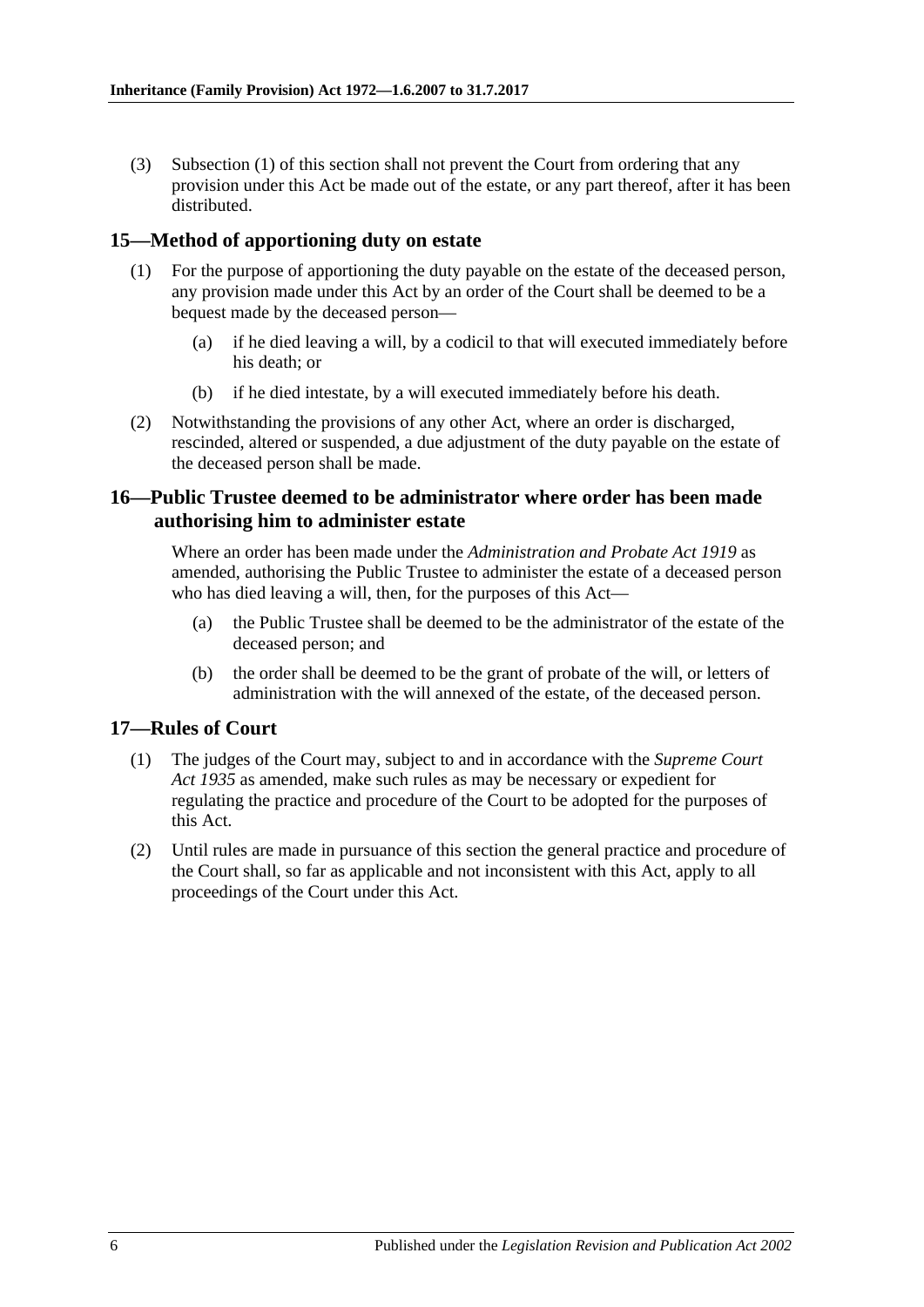(3) Subsection (1) of this section shall not prevent the Court from ordering that any provision under this Act be made out of the estate, or any part thereof, after it has been distributed.

## 15—Method of apportioning duty on estate

(1) For the purpose of apportioning the duty payable on the estate of the deceased person, any provision made under this Act by an order of the Court shall be deemed to be a bequest made by the deceased person—

(a) if he died leaving a will, by a codicil to that will executed immediately before his death; or

(b) if he died intestate, by a will executed immediately before his death.

(2) Notwithstanding the provisions of any other Act, where an order is discharged, rescinded, altered or suspended, a due adjustment of the duty payable on the estate of the deceased person shall be made.

## 16—Public Trustee deemed to be administrator where order has been made authorising him to administer estate

Where an order has been made under the *Administration and Probate Act 1919* as amended, authorising the Public Trustee to administer the estate of a deceased person who has died leaving a will, then, for the purposes of this Act—

(a) the Public Trustee shall be deemed to be the administrator of the estate of the deceased person; and

(b) the order shall be deemed to be the grant of probate of the will, or letters of administration with the will annexed of the estate, of the deceased person.

## 17—Rules of Court

(1) The judges of the Court may, subject to and in accordance with the *Supreme Court Act 1935* as amended, make such rules as may be necessary or expedient for regulating the practice and procedure of the Court to be adopted for the purposes of this Act.

(2) Until rules are made in pursuance of this section the general practice and procedure of the Court shall, so far as applicable and not inconsistent with this Act, apply to all proceedings of the Court under this Act.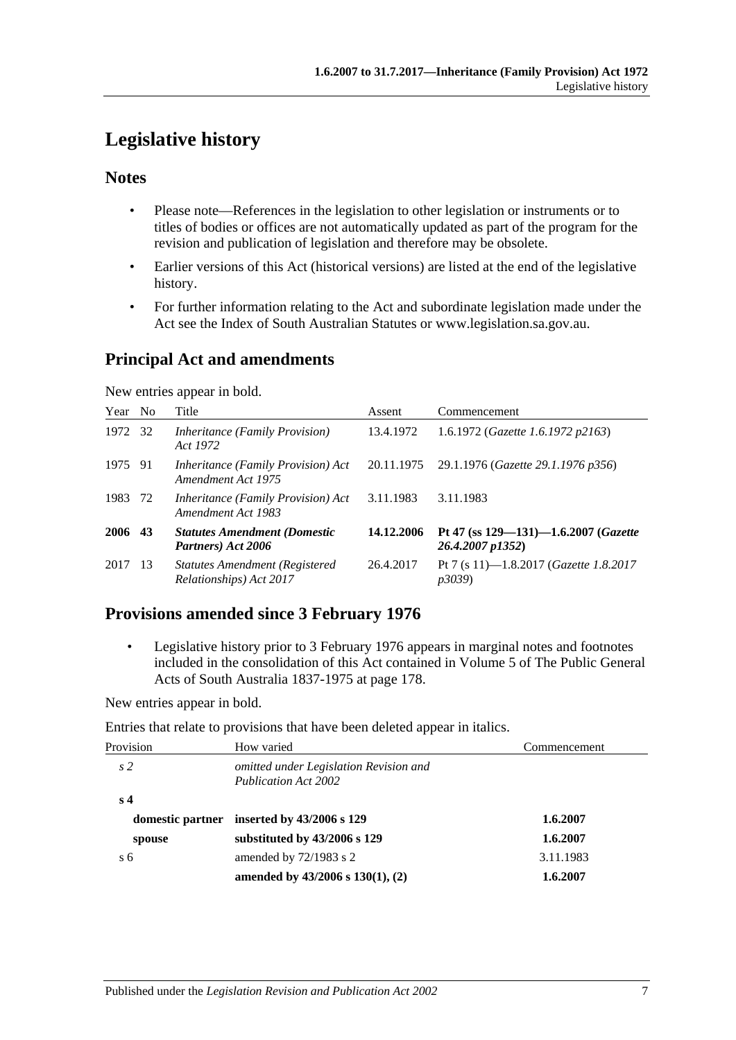# Legislative history

## Notes

- Please note—References in the legislation to other legislation or instruments or to titles of bodies or offices are not automatically updated as part of the program for the revision and publication of legislation and therefore may be obsolete.
- Earlier versions of this Act (historical versions) are listed at the end of the legislative history.
- For further information relating to the Act and subordinate legislation made under the Act see the Index of South Australian Statutes or www.legislation.sa.gov.au.

## Principal Act and amendments

New entries appear in bold.

| Year | No | Title | Assent | Commencement |
|---|---|---|---|---|
| 1972 | 32 | *Inheritance (Family Provision) Act 1972* | 13.4.1972 | 1.6.1972 (*Gazette 1.6.1972 p2163*) |
| 1975 | 91 | *Inheritance (Family Provision) Act Amendment Act 1975* | 20.11.1975 | 29.1.1976 (*Gazette 29.1.1976 p356*) |
| 1983 | 72 | *Inheritance (Family Provision) Act Amendment Act 1983* | 3.11.1983 | 3.11.1983 |
| **2006** | **43** | ***Statutes Amendment (Domestic Partners) Act 2006*** | **14.12.2006** | **Pt 47 (ss 129—131)—1.6.2007 (*Gazette 26.4.2007 p1352*)** |
| 2017 | 13 | *Statutes Amendment (Registered Relationships) Act 2017* | 26.4.2017 | Pt 7 (s 11)—1.8.2017 (*Gazette 1.8.2017 p3039*) |

## Provisions amended since 3 February 1976

- Legislative history prior to 3 February 1976 appears in marginal notes and footnotes included in the consolidation of this Act contained in Volume 5 of The Public General Acts of South Australia 1837-1975 at page 178.

New entries appear in bold.

Entries that relate to provisions that have been deleted appear in italics.

| Provision | How varied | Commencement |
|---|---|---|
| *s 2* | *omitted under Legislation Revision and Publication Act 2002* | |
| **s 4** | | |
| **domestic partner** | **inserted by 43/2006 s 129** | **1.6.2007** |
| **spouse** | **substituted by 43/2006 s 129** | **1.6.2007** |
| s 6 | amended by 72/1983 s 2 | 3.11.1983 |
| | **amended by 43/2006 s 130(1), (2)** | **1.6.2007** |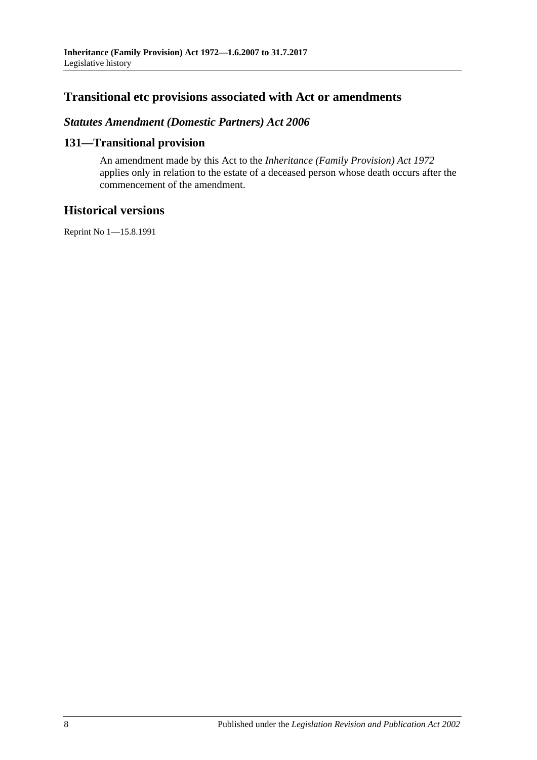## Transitional etc provisions associated with Act or amendments

### *Statutes Amendment (Domestic Partners) Act 2006*

### 131—Transitional provision

An amendment made by this Act to the *Inheritance (Family Provision) Act 1972* applies only in relation to the estate of a deceased person whose death occurs after the commencement of the amendment.

## Historical versions

Reprint No 1—15.8.1991